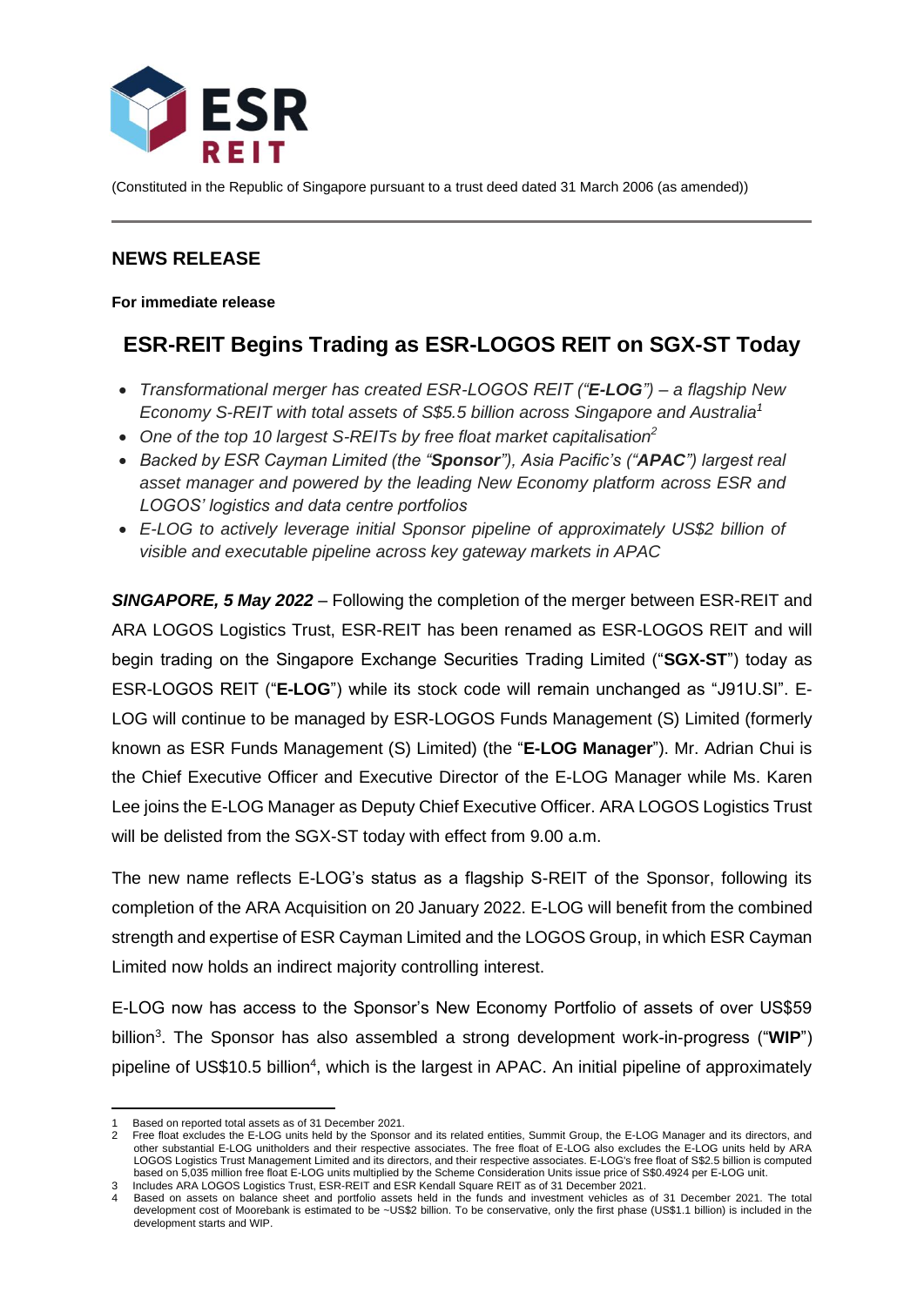(Constituted in the Republic of Singapore pursuant to a trust deed dated 31 March 2006 (as amended))

## NEWS RELEASE

**For immediate release**

# ESR-REIT Begins Trading as ESR-LOGOS REIT on SGX-ST Today

- *Transformational merger has created ESR-LOGOS REIT ("**E-LOG**") – a flagship New Economy S-REIT with total assets of S$5.5 billion across Singapore and Australia[1]*
- *One of the top 10 largest S-REITs by free float market capitalisation[2]*
- *Backed by ESR Cayman Limited (the "**Sponsor**"), Asia Pacific's ("**APAC**") largest real asset manager and powered by the leading New Economy platform across ESR and LOGOS' logistics and data centre portfolios*
- *E-LOG to actively leverage initial Sponsor pipeline of approximately US$2 billion of visible and executable pipeline across key gateway markets in APAC*

***SINGAPORE, 5 May 2022*** – Following the completion of the merger between ESR-REIT and ARA LOGOS Logistics Trust, ESR-REIT has been renamed as ESR-LOGOS REIT and will begin trading on the Singapore Exchange Securities Trading Limited ("**SGX-ST**") today as ESR-LOGOS REIT ("**E-LOG**") while its stock code will remain unchanged as "J91U.SI". E-LOG will continue to be managed by ESR-LOGOS Funds Management (S) Limited (formerly known as ESR Funds Management (S) Limited) (the "**E-LOG Manager**"). Mr. Adrian Chui is the Chief Executive Officer and Executive Director of the E-LOG Manager while Ms. Karen Lee joins the E-LOG Manager as Deputy Chief Executive Officer. ARA LOGOS Logistics Trust will be delisted from the SGX-ST today with effect from 9.00 a.m.

The new name reflects E-LOG's status as a flagship S-REIT of the Sponsor, following its completion of the ARA Acquisition on 20 January 2022. E-LOG will benefit from the combined strength and expertise of ESR Cayman Limited and the LOGOS Group, in which ESR Cayman Limited now holds an indirect majority controlling interest.

E-LOG now has access to the Sponsor's New Economy Portfolio of assets of over US$59 billion[3]. The Sponsor has also assembled a strong development work-in-progress ("**WIP**") pipeline of US$10.5 billion[4], which is the largest in APAC. An initial pipeline of approximately

---

1 Based on reported total assets as of 31 December 2021.

2 Free float excludes the E-LOG units held by the Sponsor and its related entities, Summit Group, the E-LOG Manager and its directors, and other substantial E-LOG unitholders and their respective associates. The free float of E-LOG also excludes the E-LOG units held by ARA LOGOS Logistics Trust Management Limited and its directors, and their respective associates. E-LOG's free float of S$2.5 billion is computed based on 5,035 million free float E-LOG units multiplied by the Scheme Consideration Units issue price of S$0.4924 per E-LOG unit.

3 Includes ARA LOGOS Logistics Trust, ESR-REIT and ESR Kendall Square REIT as of 31 December 2021.

4 Based on assets on balance sheet and portfolio assets held in the funds and investment vehicles as of 31 December 2021. The total development cost of Moorebank is estimated to be ~US$2 billion. To be conservative, only the first phase (US$1.1 billion) is included in the development starts and WIP.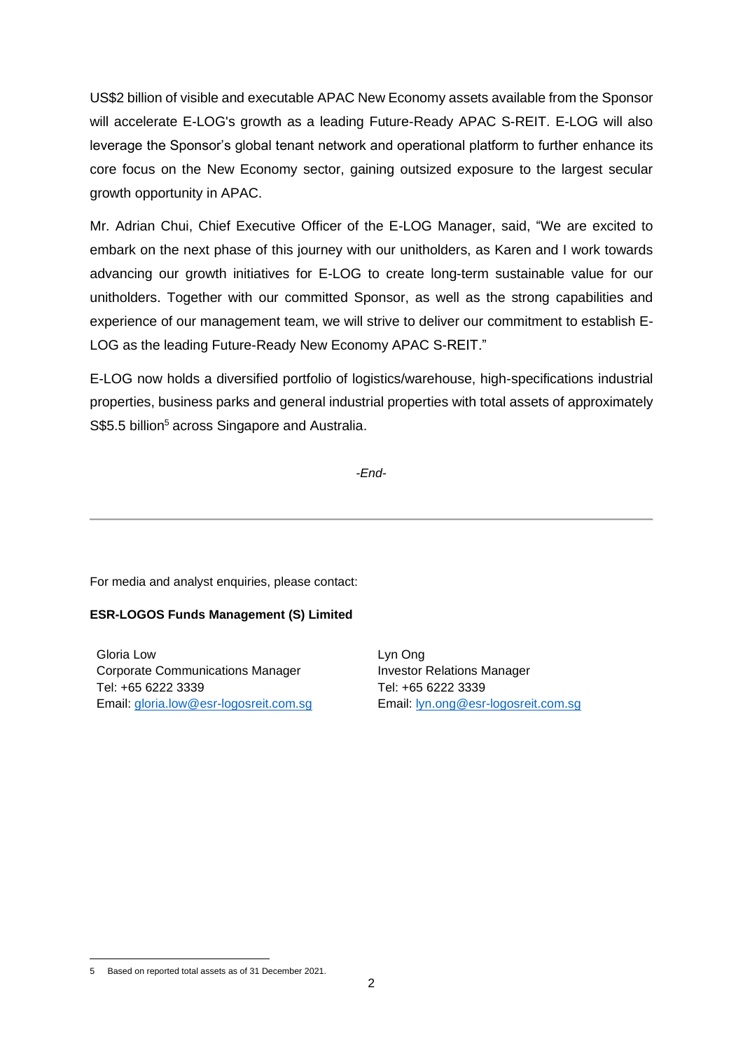US$2 billion of visible and executable APAC New Economy assets available from the Sponsor will accelerate E-LOG's growth as a leading Future-Ready APAC S-REIT. E-LOG will also leverage the Sponsor's global tenant network and operational platform to further enhance its core focus on the New Economy sector, gaining outsized exposure to the largest secular growth opportunity in APAC.

Mr. Adrian Chui, Chief Executive Officer of the E-LOG Manager, said, "We are excited to embark on the next phase of this journey with our unitholders, as Karen and I work towards advancing our growth initiatives for E-LOG to create long-term sustainable value for our unitholders. Together with our committed Sponsor, as well as the strong capabilities and experience of our management team, we will strive to deliver our commitment to establish E-LOG as the leading Future-Ready New Economy APAC S-REIT."

E-LOG now holds a diversified portfolio of logistics/warehouse, high-specifications industrial properties, business parks and general industrial properties with total assets of approximately S$5.5 billion[5] across Singapore and Australia.

*-End-*

---

For media and analyst enquiries, please contact:

**ESR-LOGOS Funds Management (S) Limited**

Gloria Low
Corporate Communications Manager
Tel: +65 6222 3339
Email: gloria.low@esr-logosreit.com.sg

Lyn Ong
Investor Relations Manager
Tel: +65 6222 3339
Email: lyn.ong@esr-logosreit.com.sg

5 Based on reported total assets as of 31 December 2021.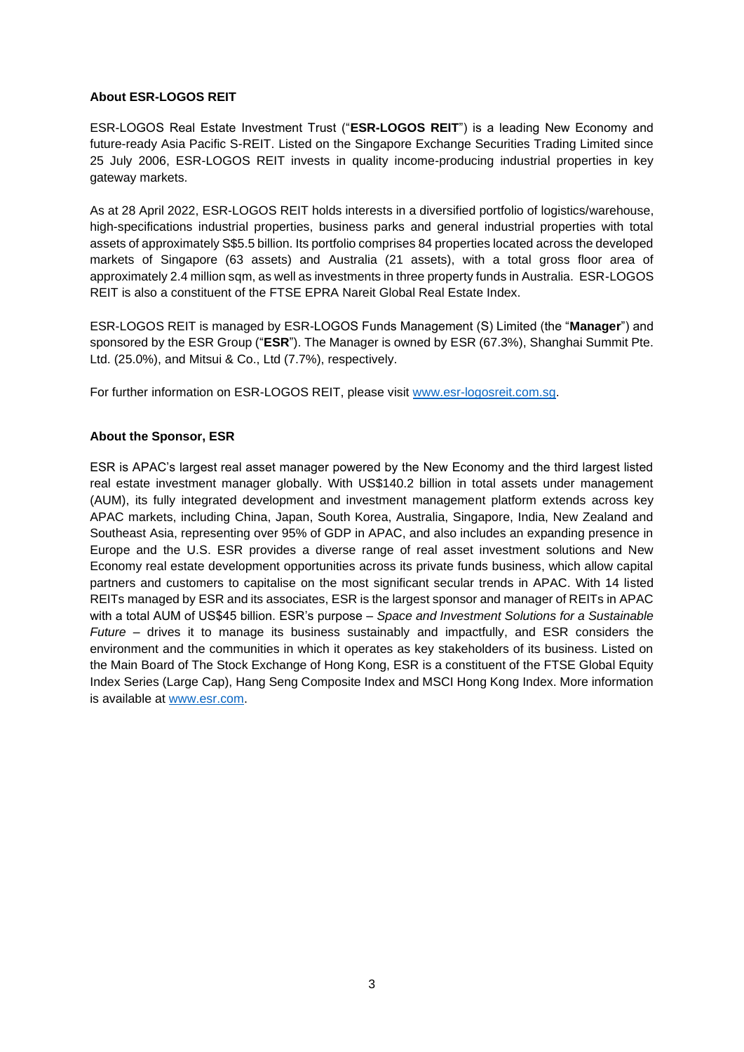**About ESR-LOGOS REIT**

ESR-LOGOS Real Estate Investment Trust ("**ESR-LOGOS REIT**") is a leading New Economy and future-ready Asia Pacific S-REIT. Listed on the Singapore Exchange Securities Trading Limited since 25 July 2006, ESR-LOGOS REIT invests in quality income-producing industrial properties in key gateway markets.

As at 28 April 2022, ESR-LOGOS REIT holds interests in a diversified portfolio of logistics/warehouse, high-specifications industrial properties, business parks and general industrial properties with total assets of approximately S$5.5 billion. Its portfolio comprises 84 properties located across the developed markets of Singapore (63 assets) and Australia (21 assets), with a total gross floor area of approximately 2.4 million sqm, as well as investments in three property funds in Australia. ESR-LOGOS REIT is also a constituent of the FTSE EPRA Nareit Global Real Estate Index.

ESR-LOGOS REIT is managed by ESR-LOGOS Funds Management (S) Limited (the "**Manager**") and sponsored by the ESR Group ("**ESR**"). The Manager is owned by ESR (67.3%), Shanghai Summit Pte. Ltd. (25.0%), and Mitsui & Co., Ltd (7.7%), respectively.

For further information on ESR-LOGOS REIT, please visit [www.esr-logosreit.com.sg](http://www.esr-logosreit.com.sg).

**About the Sponsor, ESR**

ESR is APAC's largest real asset manager powered by the New Economy and the third largest listed real estate investment manager globally. With US$140.2 billion in total assets under management (AUM), its fully integrated development and investment management platform extends across key APAC markets, including China, Japan, South Korea, Australia, Singapore, India, New Zealand and Southeast Asia, representing over 95% of GDP in APAC, and also includes an expanding presence in Europe and the U.S. ESR provides a diverse range of real asset investment solutions and New Economy real estate development opportunities across its private funds business, which allow capital partners and customers to capitalise on the most significant secular trends in APAC. With 14 listed REITs managed by ESR and its associates, ESR is the largest sponsor and manager of REITs in APAC with a total AUM of US$45 billion. ESR's purpose – *Space and Investment Solutions for a Sustainable Future* – drives it to manage its business sustainably and impactfully, and ESR considers the environment and the communities in which it operates as key stakeholders of its business. Listed on the Main Board of The Stock Exchange of Hong Kong, ESR is a constituent of the FTSE Global Equity Index Series (Large Cap), Hang Seng Composite Index and MSCI Hong Kong Index. More information is available at [www.esr.com](http://www.esr.com).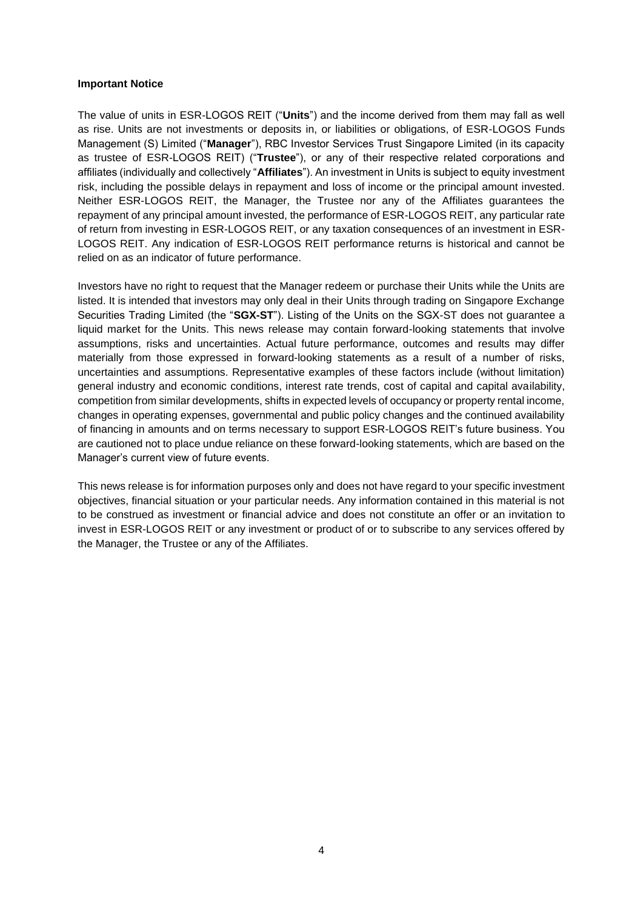**Important Notice**

The value of units in ESR-LOGOS REIT ("**Units**") and the income derived from them may fall as well as rise. Units are not investments or deposits in, or liabilities or obligations, of ESR-LOGOS Funds Management (S) Limited ("**Manager**"), RBC Investor Services Trust Singapore Limited (in its capacity as trustee of ESR-LOGOS REIT) ("**Trustee**"), or any of their respective related corporations and affiliates (individually and collectively "**Affiliates**"). An investment in Units is subject to equity investment risk, including the possible delays in repayment and loss of income or the principal amount invested. Neither ESR-LOGOS REIT, the Manager, the Trustee nor any of the Affiliates guarantees the repayment of any principal amount invested, the performance of ESR-LOGOS REIT, any particular rate of return from investing in ESR-LOGOS REIT, or any taxation consequences of an investment in ESR-LOGOS REIT. Any indication of ESR-LOGOS REIT performance returns is historical and cannot be relied on as an indicator of future performance.

Investors have no right to request that the Manager redeem or purchase their Units while the Units are listed. It is intended that investors may only deal in their Units through trading on Singapore Exchange Securities Trading Limited (the "**SGX-ST**"). Listing of the Units on the SGX-ST does not guarantee a liquid market for the Units. This news release may contain forward-looking statements that involve assumptions, risks and uncertainties. Actual future performance, outcomes and results may differ materially from those expressed in forward-looking statements as a result of a number of risks, uncertainties and assumptions. Representative examples of these factors include (without limitation) general industry and economic conditions, interest rate trends, cost of capital and capital availability, competition from similar developments, shifts in expected levels of occupancy or property rental income, changes in operating expenses, governmental and public policy changes and the continued availability of financing in amounts and on terms necessary to support ESR-LOGOS REIT's future business. You are cautioned not to place undue reliance on these forward-looking statements, which are based on the Manager's current view of future events.

This news release is for information purposes only and does not have regard to your specific investment objectives, financial situation or your particular needs. Any information contained in this material is not to be construed as investment or financial advice and does not constitute an offer or an invitation to invest in ESR-LOGOS REIT or any investment or product of or to subscribe to any services offered by the Manager, the Trustee or any of the Affiliates.